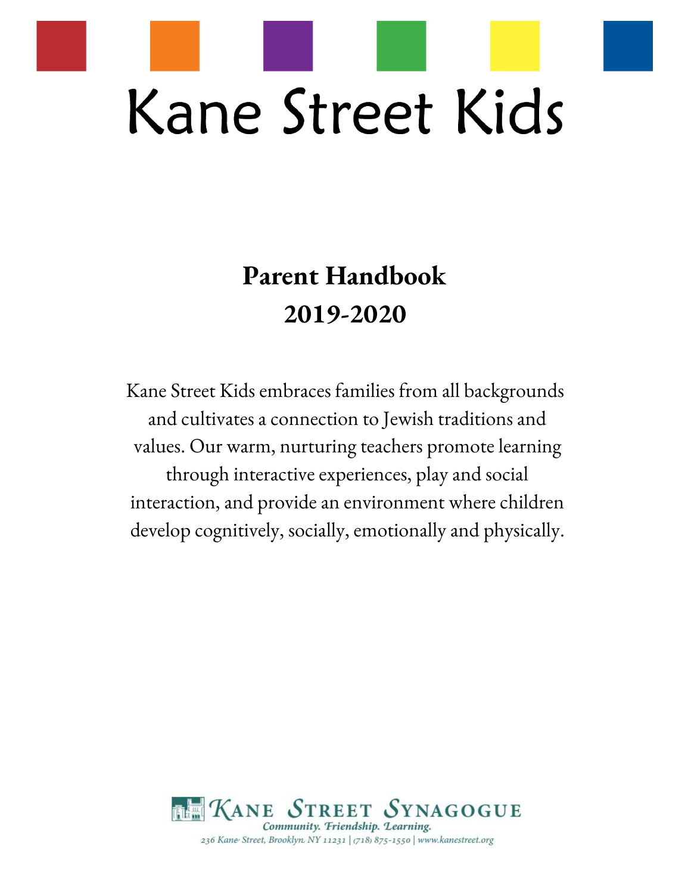# Kane Street Kids

## Parent Handbook
## 2019-2020

Kane Street Kids embraces families from all backgrounds and cultivates a connection to Jewish traditions and values. Our warm, nurturing teachers promote learning through interactive experiences, play and social interaction, and provide an environment where children develop cognitively, socially, emotionally and physically.

Kane Street Synagogue

*Community. Friendship. Learning.*

*236 Kane Street, Brooklyn NY 11231 | (718) 875-1550 | www.kanestreet.org*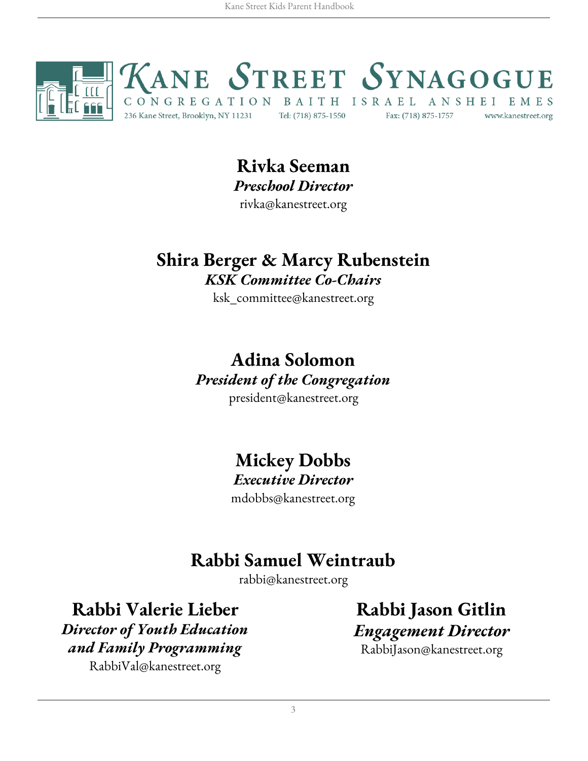# Kane Street Synagogue

CONGREGATION BAITH ISRAEL ANSHEI EMES

236 Kane Street, Brooklyn, NY 11231 | Tel: (718) 875-1550 | Fax: (718) 875-1757 | www.kanestreet.org

## Rivka Seeman

***Preschool Director***

rivka@kanestreet.org

## Shira Berger & Marcy Rubenstein

***KSK Committee Co-Chairs***

ksk_committee@kanestreet.org

## Adina Solomon

***President of the Congregation***

president@kanestreet.org

## Mickey Dobbs

***Executive Director***

mdobbs@kanestreet.org

## Rabbi Samuel Weintraub

rabbi@kanestreet.org

## Rabbi Valerie Lieber

***Director of Youth Education and Family Programming***

RabbiVal@kanestreet.org

## Rabbi Jason Gitlin

***Engagement Director***

RabbiJason@kanestreet.org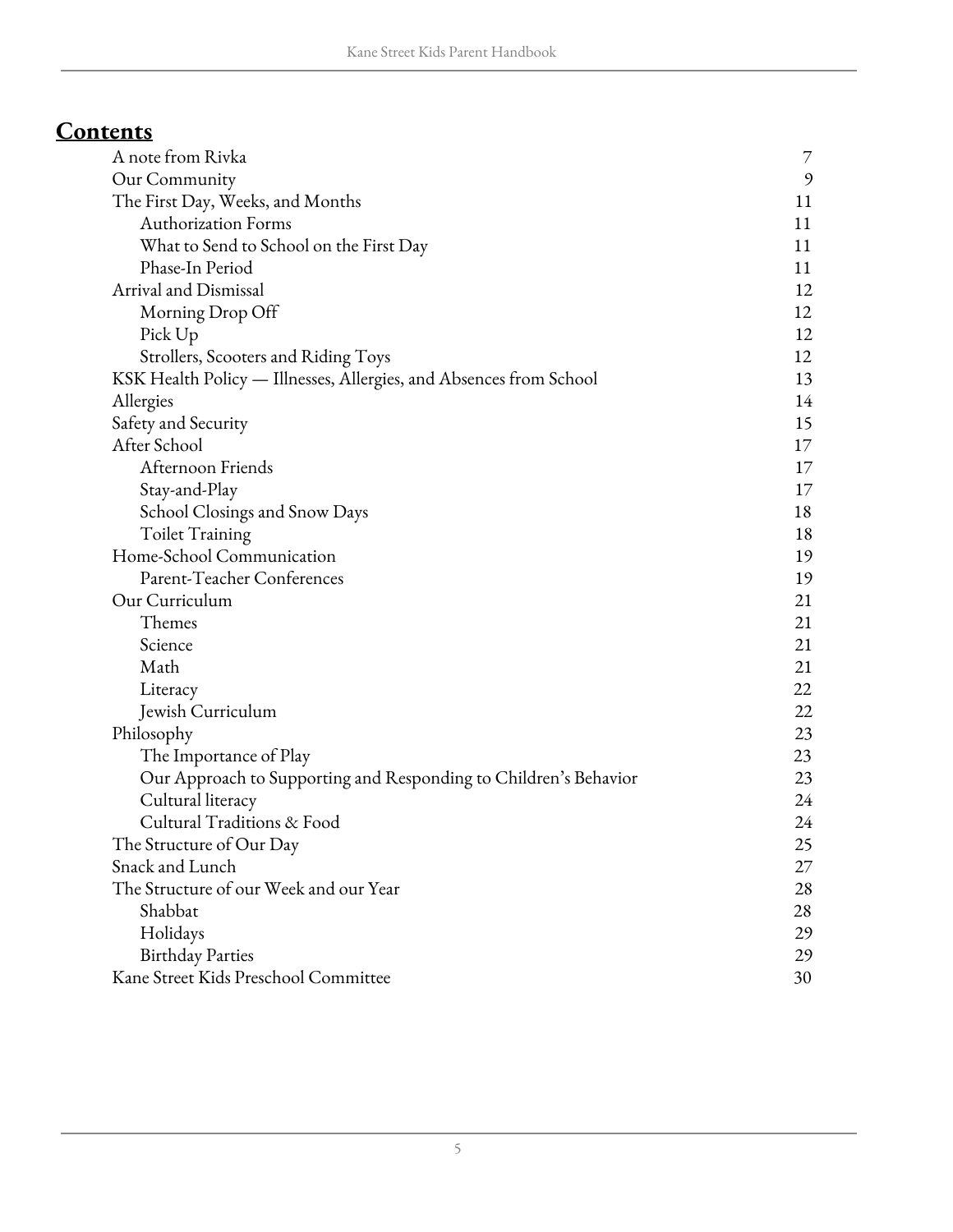## Contents

| | |
|---|---|
| A note from Rivka | 7 |
| Our Community | 9 |
| The First Day, Weeks, and Months | 11 |
| &nbsp;&nbsp;&nbsp;&nbsp;Authorization Forms | 11 |
| &nbsp;&nbsp;&nbsp;&nbsp;What to Send to School on the First Day | 11 |
| &nbsp;&nbsp;&nbsp;&nbsp;Phase-In Period | 11 |
| Arrival and Dismissal | 12 |
| &nbsp;&nbsp;&nbsp;&nbsp;Morning Drop Off | 12 |
| &nbsp;&nbsp;&nbsp;&nbsp;Pick Up | 12 |
| &nbsp;&nbsp;&nbsp;&nbsp;Strollers, Scooters and Riding Toys | 12 |
| KSK Health Policy — Illnesses, Allergies, and Absences from School | 13 |
| Allergies | 14 |
| Safety and Security | 15 |
| After School | 17 |
| &nbsp;&nbsp;&nbsp;&nbsp;Afternoon Friends | 17 |
| &nbsp;&nbsp;&nbsp;&nbsp;Stay-and-Play | 17 |
| &nbsp;&nbsp;&nbsp;&nbsp;School Closings and Snow Days | 18 |
| &nbsp;&nbsp;&nbsp;&nbsp;Toilet Training | 18 |
| Home-School Communication | 19 |
| &nbsp;&nbsp;&nbsp;&nbsp;Parent-Teacher Conferences | 19 |
| Our Curriculum | 21 |
| &nbsp;&nbsp;&nbsp;&nbsp;Themes | 21 |
| &nbsp;&nbsp;&nbsp;&nbsp;Science | 21 |
| &nbsp;&nbsp;&nbsp;&nbsp;Math | 21 |
| &nbsp;&nbsp;&nbsp;&nbsp;Literacy | 22 |
| &nbsp;&nbsp;&nbsp;&nbsp;Jewish Curriculum | 22 |
| Philosophy | 23 |
| &nbsp;&nbsp;&nbsp;&nbsp;The Importance of Play | 23 |
| &nbsp;&nbsp;&nbsp;&nbsp;Our Approach to Supporting and Responding to Children's Behavior | 23 |
| &nbsp;&nbsp;&nbsp;&nbsp;Cultural literacy | 24 |
| &nbsp;&nbsp;&nbsp;&nbsp;Cultural Traditions & Food | 24 |
| The Structure of Our Day | 25 |
| Snack and Lunch | 27 |
| The Structure of our Week and our Year | 28 |
| &nbsp;&nbsp;&nbsp;&nbsp;Shabbat | 28 |
| &nbsp;&nbsp;&nbsp;&nbsp;Holidays | 29 |
| &nbsp;&nbsp;&nbsp;&nbsp;Birthday Parties | 29 |
| Kane Street Kids Preschool Committee | 30 |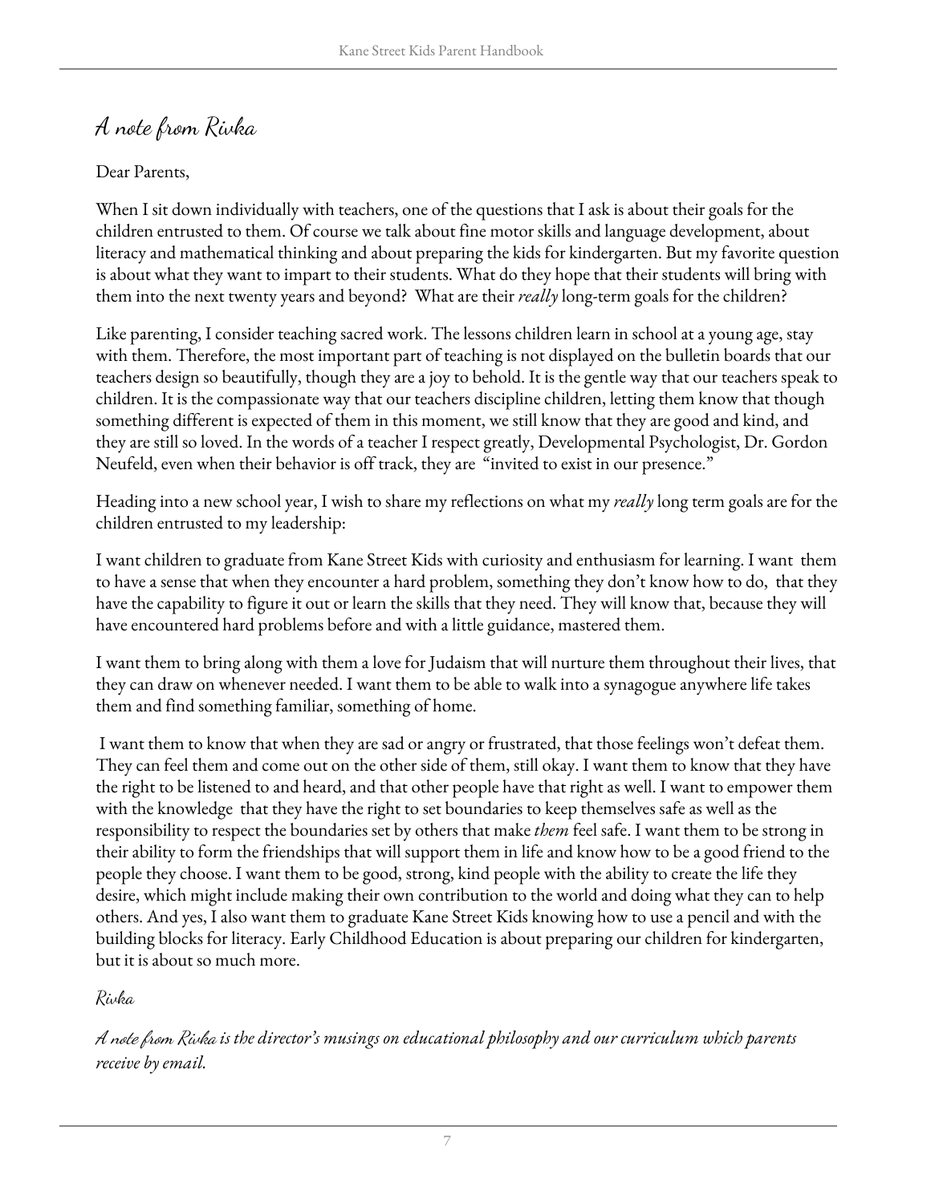# A note from Rivka

Dear Parents,

When I sit down individually with teachers, one of the questions that I ask is about their goals for the children entrusted to them. Of course we talk about fine motor skills and language development, about literacy and mathematical thinking and about preparing the kids for kindergarten. But my favorite question is about what they want to impart to their students. What do they hope that their students will bring with them into the next twenty years and beyond? What are their *really* long-term goals for the children?

Like parenting, I consider teaching sacred work. The lessons children learn in school at a young age, stay with them. Therefore, the most important part of teaching is not displayed on the bulletin boards that our teachers design so beautifully, though they are a joy to behold. It is the gentle way that our teachers speak to children. It is the compassionate way that our teachers discipline children, letting them know that though something different is expected of them in this moment, we still know that they are good and kind, and they are still so loved. In the words of a teacher I respect greatly, Developmental Psychologist, Dr. Gordon Neufeld, even when their behavior is off track, they are "invited to exist in our presence."

Heading into a new school year, I wish to share my reflections on what my *really* long term goals are for the children entrusted to my leadership:

I want children to graduate from Kane Street Kids with curiosity and enthusiasm for learning. I want them to have a sense that when they encounter a hard problem, something they don't know how to do, that they have the capability to figure it out or learn the skills that they need. They will know that, because they will have encountered hard problems before and with a little guidance, mastered them.

I want them to bring along with them a love for Judaism that will nurture them throughout their lives, that they can draw on whenever needed. I want them to be able to walk into a synagogue anywhere life takes them and find something familiar, something of home.

I want them to know that when they are sad or angry or frustrated, that those feelings won't defeat them. They can feel them and come out on the other side of them, still okay. I want them to know that they have the right to be listened to and heard, and that other people have that right as well. I want to empower them with the knowledge that they have the right to set boundaries to keep themselves safe as well as the responsibility to respect the boundaries set by others that make *them* feel safe. I want them to be strong in their ability to form the friendships that will support them in life and know how to be a good friend to the people they choose. I want them to be good, strong, kind people with the ability to create the life they desire, which might include making their own contribution to the world and doing what they can to help others. And yes, I also want them to graduate Kane Street Kids knowing how to use a pencil and with the building blocks for literacy. Early Childhood Education is about preparing our children for kindergarten, but it is about so much more.

*Rivka*

*A note from Rivka is the director's musings on educational philosophy and our curriculum which parents receive by email.*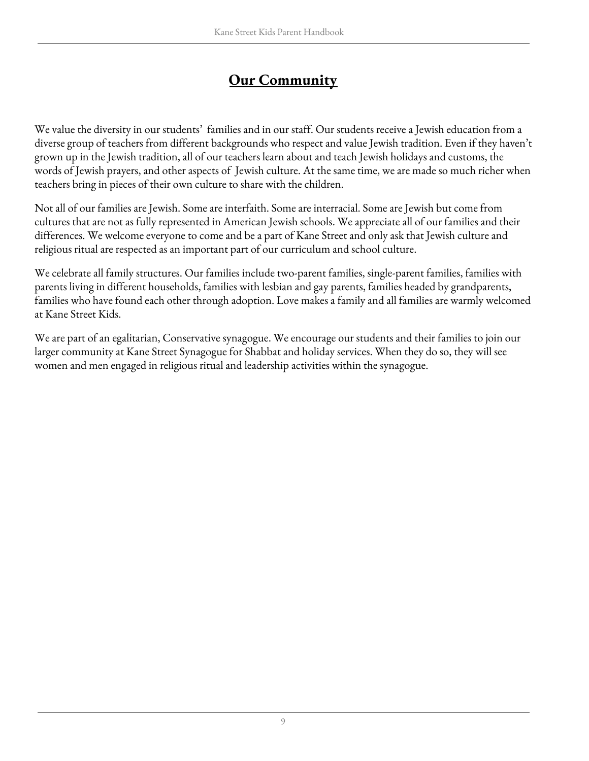## Our Community

We value the diversity in our students' families and in our staff. Our students receive a Jewish education from a diverse group of teachers from different backgrounds who respect and value Jewish tradition. Even if they haven't grown up in the Jewish tradition, all of our teachers learn about and teach Jewish holidays and customs, the words of Jewish prayers, and other aspects of Jewish culture. At the same time, we are made so much richer when teachers bring in pieces of their own culture to share with the children.

Not all of our families are Jewish. Some are interfaith. Some are interracial. Some are Jewish but come from cultures that are not as fully represented in American Jewish schools. We appreciate all of our families and their differences. We welcome everyone to come and be a part of Kane Street and only ask that Jewish culture and religious ritual are respected as an important part of our curriculum and school culture.

We celebrate all family structures. Our families include two-parent families, single-parent families, families with parents living in different households, families with lesbian and gay parents, families headed by grandparents, families who have found each other through adoption. Love makes a family and all families are warmly welcomed at Kane Street Kids.

We are part of an egalitarian, Conservative synagogue. We encourage our students and their families to join our larger community at Kane Street Synagogue for Shabbat and holiday services. When they do so, they will see women and men engaged in religious ritual and leadership activities within the synagogue.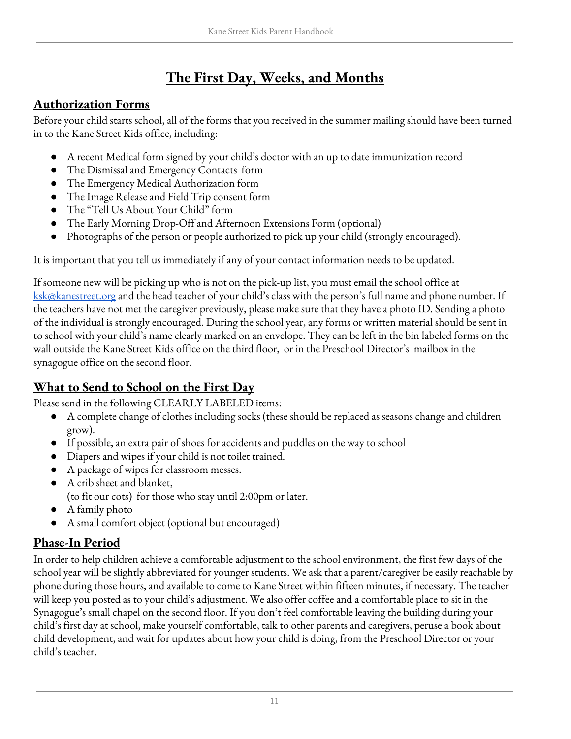# The First Day, Weeks, and Months

## Authorization Forms

Before your child starts school, all of the forms that you received in the summer mailing should have been turned in to the Kane Street Kids office, including:

- A recent Medical form signed by your child's doctor with an up to date immunization record
- The Dismissal and Emergency Contacts form
- The Emergency Medical Authorization form
- The Image Release and Field Trip consent form
- The "Tell Us About Your Child" form
- The Early Morning Drop-Off and Afternoon Extensions Form (optional)
- Photographs of the person or people authorized to pick up your child (strongly encouraged).

It is important that you tell us immediately if any of your contact information needs to be updated.

If someone new will be picking up who is not on the pick-up list, you must email the school office at [ksk@kanestreet.org](mailto:ksk@kanestreet.org) and the head teacher of your child's class with the person's full name and phone number. If the teachers have not met the caregiver previously, please make sure that they have a photo ID. Sending a photo of the individual is strongly encouraged. During the school year, any forms or written material should be sent in to school with your child's name clearly marked on an envelope. They can be left in the bin labeled forms on the wall outside the Kane Street Kids office on the third floor, or in the Preschool Director's mailbox in the synagogue office on the second floor.

## What to Send to School on the First Day

Please send in the following CLEARLY LABELED items:

- A complete change of clothes including socks (these should be replaced as seasons change and children grow).
- If possible, an extra pair of shoes for accidents and puddles on the way to school
- Diapers and wipes if your child is not toilet trained.
- A package of wipes for classroom messes.
- A crib sheet and blanket,
  (to fit our cots) for those who stay until 2:00pm or later.
- A family photo
- A small comfort object (optional but encouraged)

## Phase-In Period

In order to help children achieve a comfortable adjustment to the school environment, the first few days of the school year will be slightly abbreviated for younger students. We ask that a parent/caregiver be easily reachable by phone during those hours, and available to come to Kane Street within fifteen minutes, if necessary. The teacher will keep you posted as to your child's adjustment. We also offer coffee and a comfortable place to sit in the Synagogue's small chapel on the second floor. If you don't feel comfortable leaving the building during your child's first day at school, make yourself comfortable, talk to other parents and caregivers, peruse a book about child development, and wait for updates about how your child is doing, from the Preschool Director or your child's teacher.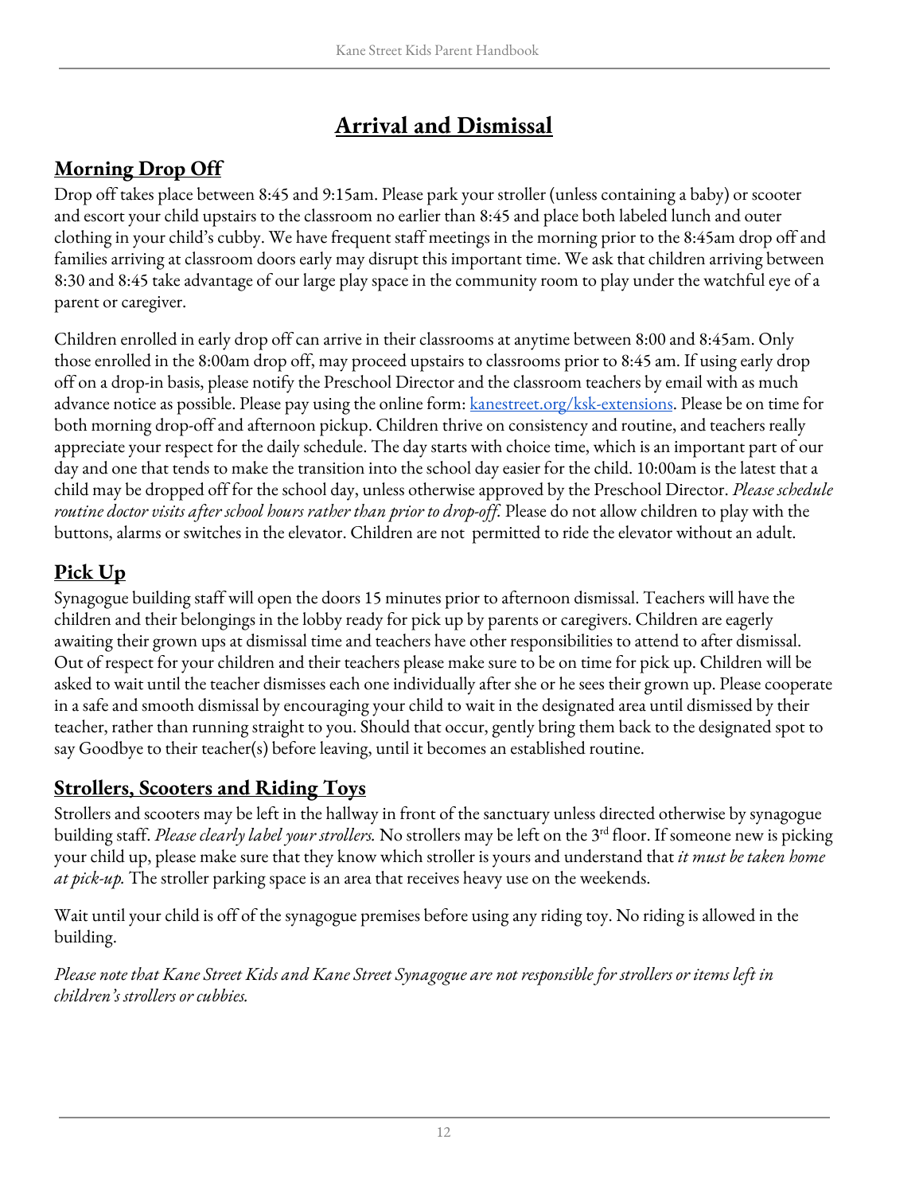# Arrival and Dismissal

## Morning Drop Off

Drop off takes place between 8:45 and 9:15am. Please park your stroller (unless containing a baby) or scooter and escort your child upstairs to the classroom no earlier than 8:45 and place both labeled lunch and outer clothing in your child's cubby. We have frequent staff meetings in the morning prior to the 8:45am drop off and families arriving at classroom doors early may disrupt this important time. We ask that children arriving between 8:30 and 8:45 take advantage of our large play space in the community room to play under the watchful eye of a parent or caregiver.

Children enrolled in early drop off can arrive in their classrooms at anytime between 8:00 and 8:45am. Only those enrolled in the 8:00am drop off, may proceed upstairs to classrooms prior to 8:45 am. If using early drop off on a drop-in basis, please notify the Preschool Director and the classroom teachers by email with as much advance notice as possible. Please pay using the online form: [kanestreet.org/ksk-extensions](kanestreet.org/ksk-extensions). Please be on time for both morning drop-off and afternoon pickup. Children thrive on consistency and routine, and teachers really appreciate your respect for the daily schedule. The day starts with choice time, which is an important part of our day and one that tends to make the transition into the school day easier for the child. 10:00am is the latest that a child may be dropped off for the school day, unless otherwise approved by the Preschool Director. *Please schedule routine doctor visits after school hours rather than prior to drop-off.* Please do not allow children to play with the buttons, alarms or switches in the elevator. Children are not permitted to ride the elevator without an adult.

## Pick Up

Synagogue building staff will open the doors 15 minutes prior to afternoon dismissal. Teachers will have the children and their belongings in the lobby ready for pick up by parents or caregivers. Children are eagerly awaiting their grown ups at dismissal time and teachers have other responsibilities to attend to after dismissal. Out of respect for your children and their teachers please make sure to be on time for pick up. Children will be asked to wait until the teacher dismisses each one individually after she or he sees their grown up. Please cooperate in a safe and smooth dismissal by encouraging your child to wait in the designated area until dismissed by their teacher, rather than running straight to you. Should that occur, gently bring them back to the designated spot to say Goodbye to their teacher(s) before leaving, until it becomes an established routine.

## Strollers, Scooters and Riding Toys

Strollers and scooters may be left in the hallway in front of the sanctuary unless directed otherwise by synagogue building staff. *Please clearly label your strollers.* No strollers may be left on the 3rd floor. If someone new is picking your child up, please make sure that they know which stroller is yours and understand that *it must be taken home at pick-up.* The stroller parking space is an area that receives heavy use on the weekends.

Wait until your child is off of the synagogue premises before using any riding toy. No riding is allowed in the building.

*Please note that Kane Street Kids and Kane Street Synagogue are not responsible for strollers or items left in children's strollers or cubbies.*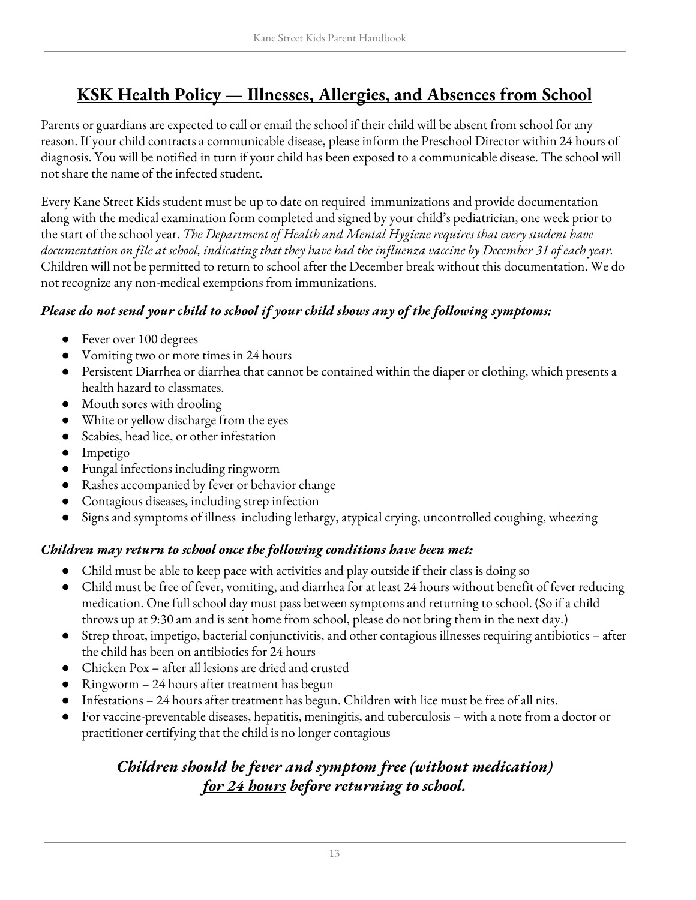# KSK Health Policy — Illnesses, Allergies, and Absences from School

Parents or guardians are expected to call or email the school if their child will be absent from school for any reason. If your child contracts a communicable disease, please inform the Preschool Director within 24 hours of diagnosis. You will be notified in turn if your child has been exposed to a communicable disease. The school will not share the name of the infected student.

Every Kane Street Kids student must be up to date on required immunizations and provide documentation along with the medical examination form completed and signed by your child's pediatrician, one week prior to the start of the school year. *The Department of Health and Mental Hygiene requires that every student have documentation on file at school, indicating that they have had the influenza vaccine by December 31 of each year.* Children will not be permitted to return to school after the December break without this documentation. We do not recognize any non-medical exemptions from immunizations.

***Please do not send your child to school if your child shows any of the following symptoms:***

- Fever over 100 degrees
- Vomiting two or more times in 24 hours
- Persistent Diarrhea or diarrhea that cannot be contained within the diaper or clothing, which presents a health hazard to classmates.
- Mouth sores with drooling
- White or yellow discharge from the eyes
- Scabies, head lice, or other infestation
- Impetigo
- Fungal infections including ringworm
- Rashes accompanied by fever or behavior change
- Contagious diseases, including strep infection
- Signs and symptoms of illness including lethargy, atypical crying, uncontrolled coughing, wheezing

***Children may return to school once the following conditions have been met:***

- Child must be able to keep pace with activities and play outside if their class is doing so
- Child must be free of fever, vomiting, and diarrhea for at least 24 hours without benefit of fever reducing medication. One full school day must pass between symptoms and returning to school. (So if a child throws up at 9:30 am and is sent home from school, please do not bring them in the next day.)
- Strep throat, impetigo, bacterial conjunctivitis, and other contagious illnesses requiring antibiotics – after the child has been on antibiotics for 24 hours
- Chicken Pox – after all lesions are dried and crusted
- Ringworm – 24 hours after treatment has begun
- Infestations – 24 hours after treatment has begun. Children with lice must be free of all nits.
- For vaccine-preventable diseases, hepatitis, meningitis, and tuberculosis – with a note from a doctor or practitioner certifying that the child is no longer contagious

***Children should be fever and symptom free (without medication) for 24 hours before returning to school.***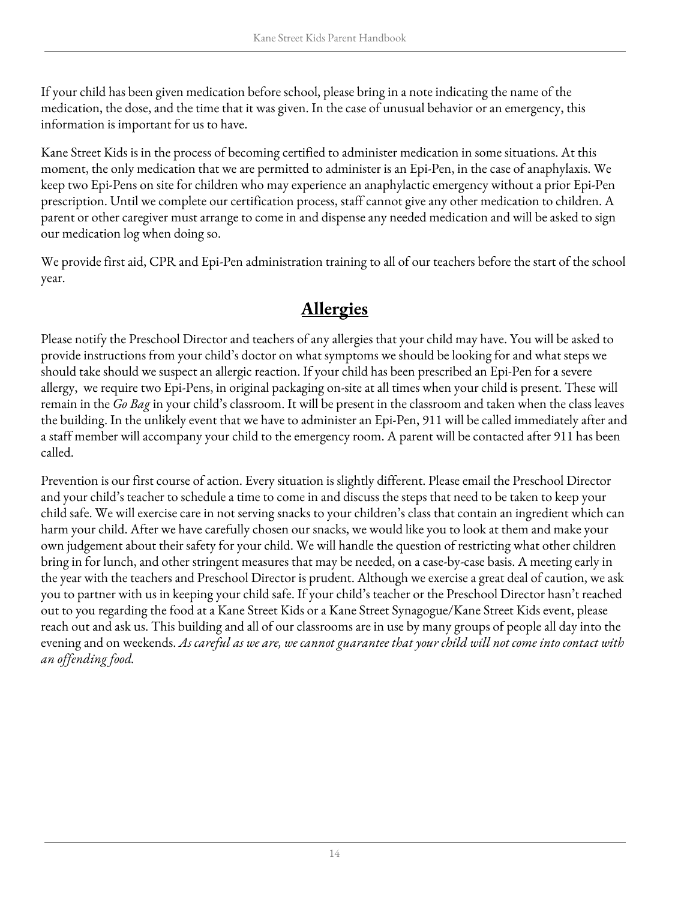If your child has been given medication before school, please bring in a note indicating the name of the medication, the dose, and the time that it was given. In the case of unusual behavior or an emergency, this information is important for us to have.

Kane Street Kids is in the process of becoming certified to administer medication in some situations. At this moment, the only medication that we are permitted to administer is an Epi-Pen, in the case of anaphylaxis. We keep two Epi-Pens on site for children who may experience an anaphylactic emergency without a prior Epi-Pen prescription. Until we complete our certification process, staff cannot give any other medication to children. A parent or other caregiver must arrange to come in and dispense any needed medication and will be asked to sign our medication log when doing so.

We provide first aid, CPR and Epi-Pen administration training to all of our teachers before the start of the school year.

## **Allergies**

Please notify the Preschool Director and teachers of any allergies that your child may have. You will be asked to provide instructions from your child's doctor on what symptoms we should be looking for and what steps we should take should we suspect an allergic reaction. If your child has been prescribed an Epi-Pen for a severe allergy, we require two Epi-Pens, in original packaging on-site at all times when your child is present. These will remain in the *Go Bag* in your child's classroom. It will be present in the classroom and taken when the class leaves the building. In the unlikely event that we have to administer an Epi-Pen, 911 will be called immediately after and a staff member will accompany your child to the emergency room. A parent will be contacted after 911 has been called.

Prevention is our first course of action. Every situation is slightly different. Please email the Preschool Director and your child's teacher to schedule a time to come in and discuss the steps that need to be taken to keep your child safe. We will exercise care in not serving snacks to your children's class that contain an ingredient which can harm your child. After we have carefully chosen our snacks, we would like you to look at them and make your own judgement about their safety for your child. We will handle the question of restricting what other children bring in for lunch, and other stringent measures that may be needed, on a case-by-case basis. A meeting early in the year with the teachers and Preschool Director is prudent. Although we exercise a great deal of caution, we ask you to partner with us in keeping your child safe. If your child's teacher or the Preschool Director hasn't reached out to you regarding the food at a Kane Street Kids or a Kane Street Synagogue/Kane Street Kids event, please reach out and ask us. This building and all of our classrooms are in use by many groups of people all day into the evening and on weekends. *As careful as we are, we cannot guarantee that your child will not come into contact with an offending food.*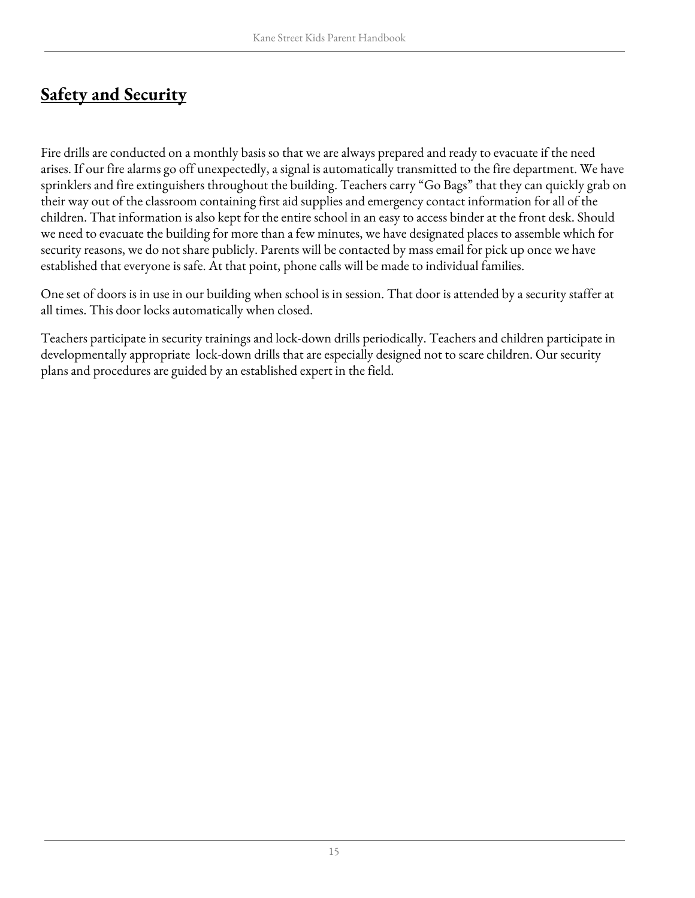## Safety and Security

Fire drills are conducted on a monthly basis so that we are always prepared and ready to evacuate if the need arises. If our fire alarms go off unexpectedly, a signal is automatically transmitted to the fire department. We have sprinklers and fire extinguishers throughout the building. Teachers carry "Go Bags" that they can quickly grab on their way out of the classroom containing first aid supplies and emergency contact information for all of the children. That information is also kept for the entire school in an easy to access binder at the front desk. Should we need to evacuate the building for more than a few minutes, we have designated places to assemble which for security reasons, we do not share publicly. Parents will be contacted by mass email for pick up once we have established that everyone is safe. At that point, phone calls will be made to individual families.

One set of doors is in use in our building when school is in session. That door is attended by a security staffer at all times. This door locks automatically when closed.

Teachers participate in security trainings and lock-down drills periodically. Teachers and children participate in developmentally appropriate lock-down drills that are especially designed not to scare children. Our security plans and procedures are guided by an established expert in the field.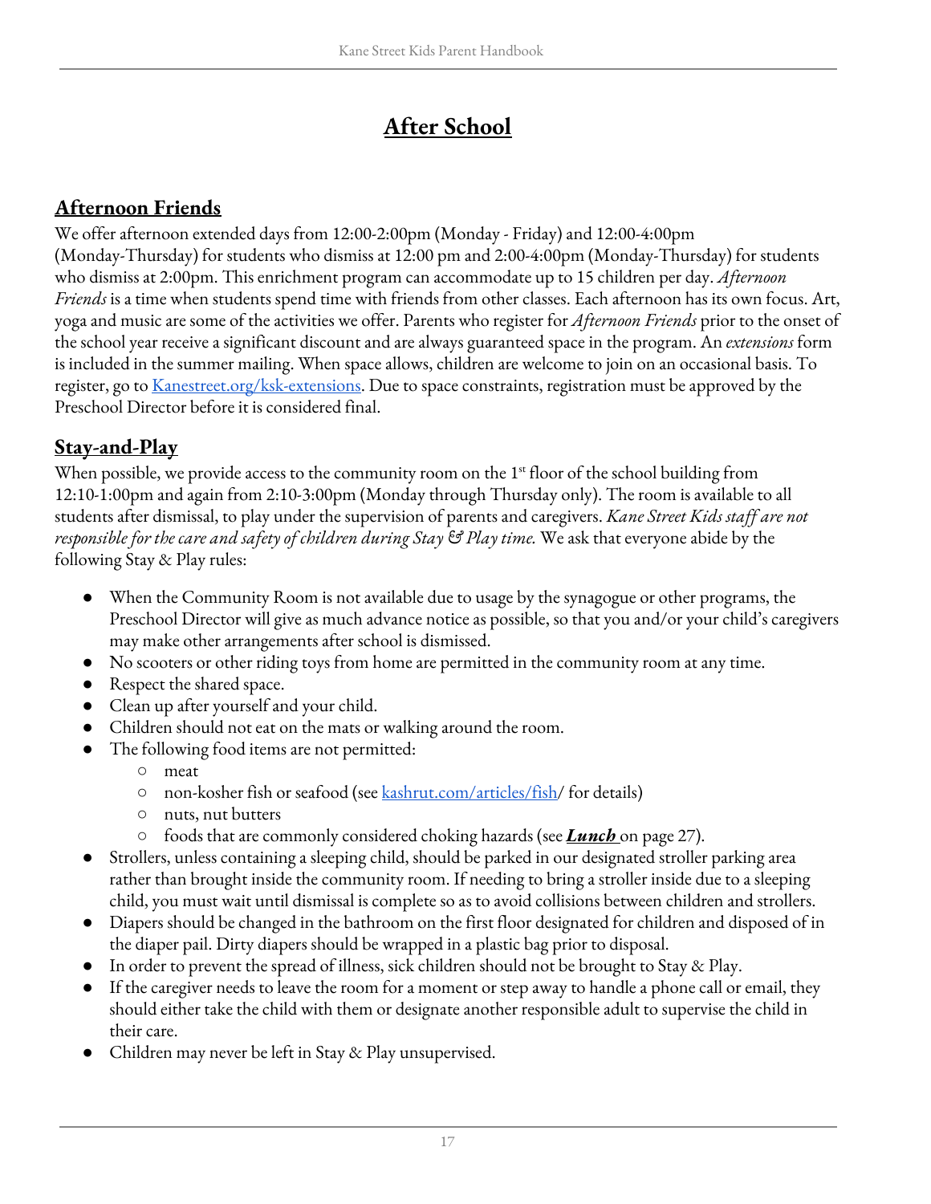# After School

## Afternoon Friends

We offer afternoon extended days from 12:00-2:00pm (Monday - Friday) and 12:00-4:00pm (Monday-Thursday) for students who dismiss at 12:00 pm and 2:00-4:00pm (Monday-Thursday) for students who dismiss at 2:00pm. This enrichment program can accommodate up to 15 children per day. *Afternoon Friends* is a time when students spend time with friends from other classes. Each afternoon has its own focus. Art, yoga and music are some of the activities we offer. Parents who register for *Afternoon Friends* prior to the onset of the school year receive a significant discount and are always guaranteed space in the program. An *extensions* form is included in the summer mailing. When space allows, children are welcome to join on an occasional basis. To register, go to [Kanestreet.org/ksk-extensions](Kanestreet.org/ksk-extensions). Due to space constraints, registration must be approved by the Preschool Director before it is considered final.

## Stay-and-Play

When possible, we provide access to the community room on the 1st floor of the school building from 12:10-1:00pm and again from 2:10-3:00pm (Monday through Thursday only). The room is available to all students after dismissal, to play under the supervision of parents and caregivers. *Kane Street Kids staff are not responsible for the care and safety of children during Stay & Play time.* We ask that everyone abide by the following Stay & Play rules:

- When the Community Room is not available due to usage by the synagogue or other programs, the Preschool Director will give as much advance notice as possible, so that you and/or your child's caregivers may make other arrangements after school is dismissed.
- No scooters or other riding toys from home are permitted in the community room at any time.
- Respect the shared space.
- Clean up after yourself and your child.
- Children should not eat on the mats or walking around the room.
- The following food items are not permitted:
  - meat
  - non-kosher fish or seafood (see [kashrut.com/articles/fish/](kashrut.com/articles/fish/) for details)
  - nuts, nut butters
  - foods that are commonly considered choking hazards (see ***Lunch*** on page 27).
- Strollers, unless containing a sleeping child, should be parked in our designated stroller parking area rather than brought inside the community room. If needing to bring a stroller inside due to a sleeping child, you must wait until dismissal is complete so as to avoid collisions between children and strollers.
- Diapers should be changed in the bathroom on the first floor designated for children and disposed of in the diaper pail. Dirty diapers should be wrapped in a plastic bag prior to disposal.
- In order to prevent the spread of illness, sick children should not be brought to Stay & Play.
- If the caregiver needs to leave the room for a moment or step away to handle a phone call or email, they should either take the child with them or designate another responsible adult to supervise the child in their care.
- Children may never be left in Stay & Play unsupervised.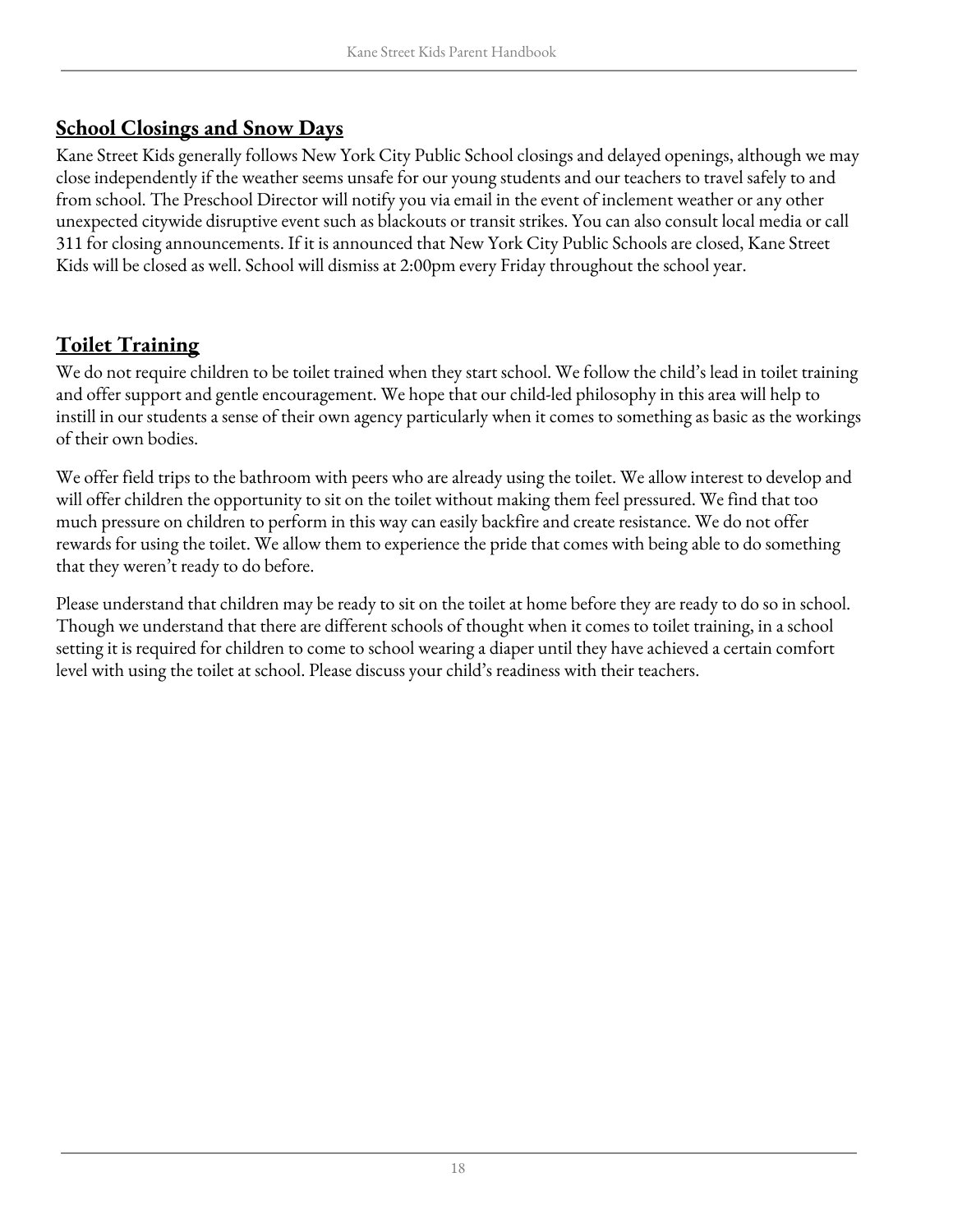## School Closings and Snow Days

Kane Street Kids generally follows New York City Public School closings and delayed openings, although we may close independently if the weather seems unsafe for our young students and our teachers to travel safely to and from school. The Preschool Director will notify you via email in the event of inclement weather or any other unexpected citywide disruptive event such as blackouts or transit strikes. You can also consult local media or call 311 for closing announcements. If it is announced that New York City Public Schools are closed, Kane Street Kids will be closed as well. School will dismiss at 2:00pm every Friday throughout the school year.

## Toilet Training

We do not require children to be toilet trained when they start school. We follow the child's lead in toilet training and offer support and gentle encouragement. We hope that our child-led philosophy in this area will help to instill in our students a sense of their own agency particularly when it comes to something as basic as the workings of their own bodies.

We offer field trips to the bathroom with peers who are already using the toilet. We allow interest to develop and will offer children the opportunity to sit on the toilet without making them feel pressured. We find that too much pressure on children to perform in this way can easily backfire and create resistance. We do not offer rewards for using the toilet. We allow them to experience the pride that comes with being able to do something that they weren't ready to do before.

Please understand that children may be ready to sit on the toilet at home before they are ready to do so in school. Though we understand that there are different schools of thought when it comes to toilet training, in a school setting it is required for children to come to school wearing a diaper until they have achieved a certain comfort level with using the toilet at school. Please discuss your child's readiness with their teachers.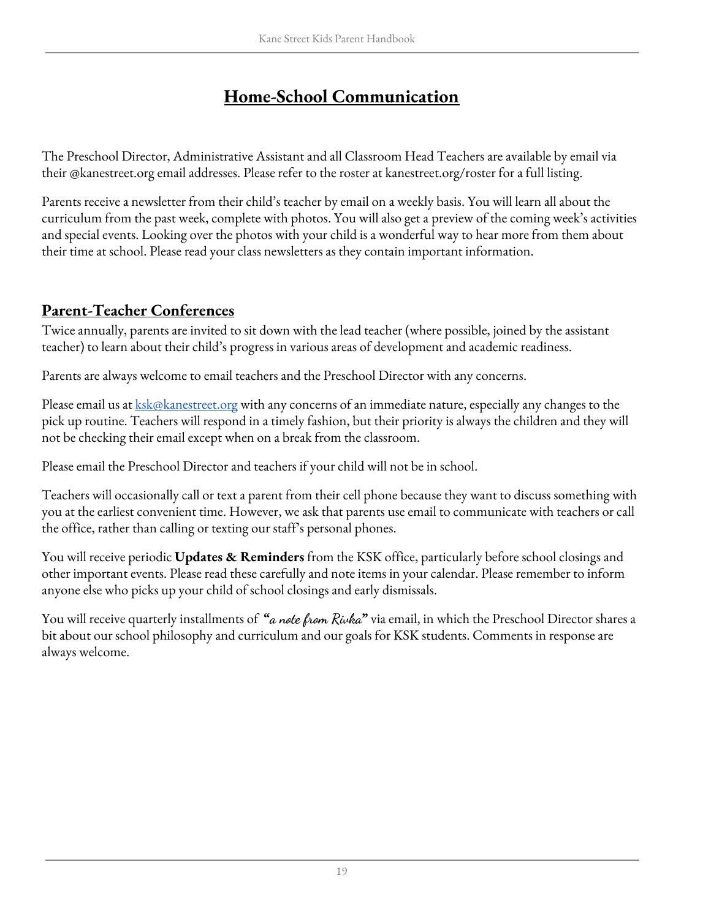# Home-School Communication

The Preschool Director, Administrative Assistant and all Classroom Head Teachers are available by email via their @kanestreet.org email addresses. Please refer to the roster at kanestreet.org/roster for a full listing.

Parents receive a newsletter from their child's teacher by email on a weekly basis. You will learn all about the curriculum from the past week, complete with photos. You will also get a preview of the coming week's activities and special events. Looking over the photos with your child is a wonderful way to hear more from them about their time at school. Please read your class newsletters as they contain important information.

## Parent-Teacher Conferences

Twice annually, parents are invited to sit down with the lead teacher (where possible, joined by the assistant teacher) to learn about their child's progress in various areas of development and academic readiness.

Parents are always welcome to email teachers and the Preschool Director with any concerns.

Please email us at [ksk@kanestreet.org](mailto:ksk@kanestreet.org) with any concerns of an immediate nature, especially any changes to the pick up routine. Teachers will respond in a timely fashion, but their priority is always the children and they will not be checking their email except when on a break from the classroom.

Please email the Preschool Director and teachers if your child will not be in school.

Teachers will occasionally call or text a parent from their cell phone because they want to discuss something with you at the earliest convenient time. However, we ask that parents use email to communicate with teachers or call the office, rather than calling or texting our staff's personal phones.

You will receive periodic **Updates & Reminders** from the KSK office, particularly before school closings and other important events. Please read these carefully and note items in your calendar. Please remember to inform anyone else who picks up your child of school closings and early dismissals.

You will receive quarterly installments of **"***a note from Rivka***"** via email, in which the Preschool Director shares a bit about our school philosophy and curriculum and our goals for KSK students. Comments in response are always welcome.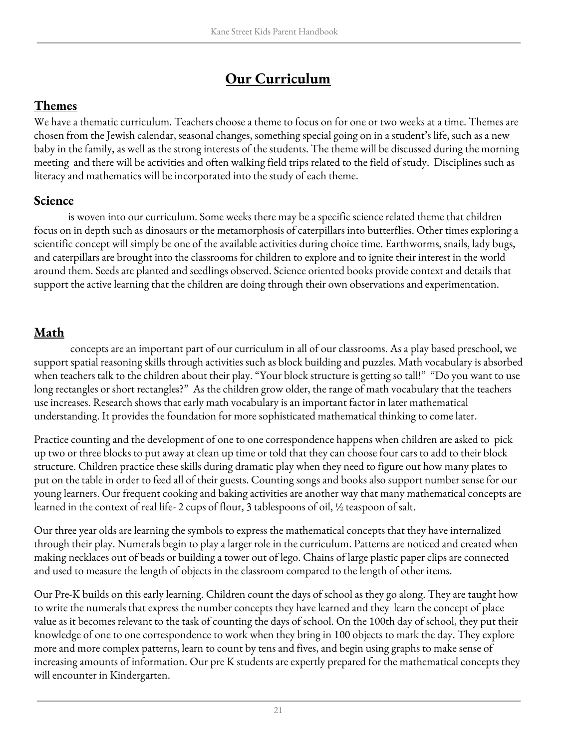# Our Curriculum

## Themes

We have a thematic curriculum. Teachers choose a theme to focus on for one or two weeks at a time. Themes are chosen from the Jewish calendar, seasonal changes, something special going on in a student's life, such as a new baby in the family, as well as the strong interests of the students. The theme will be discussed during the morning meeting and there will be activities and often walking field trips related to the field of study. Disciplines such as literacy and mathematics will be incorporated into the study of each theme.

## Science

is woven into our curriculum. Some weeks there may be a specific science related theme that children focus on in depth such as dinosaurs or the metamorphosis of caterpillars into butterflies. Other times exploring a scientific concept will simply be one of the available activities during choice time. Earthworms, snails, lady bugs, and caterpillars are brought into the classrooms for children to explore and to ignite their interest in the world around them. Seeds are planted and seedlings observed. Science oriented books provide context and details that support the active learning that the children are doing through their own observations and experimentation.

## Math

concepts are an important part of our curriculum in all of our classrooms. As a play based preschool, we support spatial reasoning skills through activities such as block building and puzzles. Math vocabulary is absorbed when teachers talk to the children about their play. "Your block structure is getting so tall!" "Do you want to use long rectangles or short rectangles?" As the children grow older, the range of math vocabulary that the teachers use increases. Research shows that early math vocabulary is an important factor in later mathematical understanding. It provides the foundation for more sophisticated mathematical thinking to come later.

Practice counting and the development of one to one correspondence happens when children are asked to pick up two or three blocks to put away at clean up time or told that they can choose four cars to add to their block structure. Children practice these skills during dramatic play when they need to figure out how many plates to put on the table in order to feed all of their guests. Counting songs and books also support number sense for our young learners. Our frequent cooking and baking activities are another way that many mathematical concepts are learned in the context of real life- 2 cups of flour, 3 tablespoons of oil, ½ teaspoon of salt.

Our three year olds are learning the symbols to express the mathematical concepts that they have internalized through their play. Numerals begin to play a larger role in the curriculum. Patterns are noticed and created when making necklaces out of beads or building a tower out of lego. Chains of large plastic paper clips are connected and used to measure the length of objects in the classroom compared to the length of other items.

Our Pre-K builds on this early learning. Children count the days of school as they go along. They are taught how to write the numerals that express the number concepts they have learned and they learn the concept of place value as it becomes relevant to the task of counting the days of school. On the 100th day of school, they put their knowledge of one to one correspondence to work when they bring in 100 objects to mark the day. They explore more and more complex patterns, learn to count by tens and fives, and begin using graphs to make sense of increasing amounts of information. Our pre K students are expertly prepared for the mathematical concepts they will encounter in Kindergarten.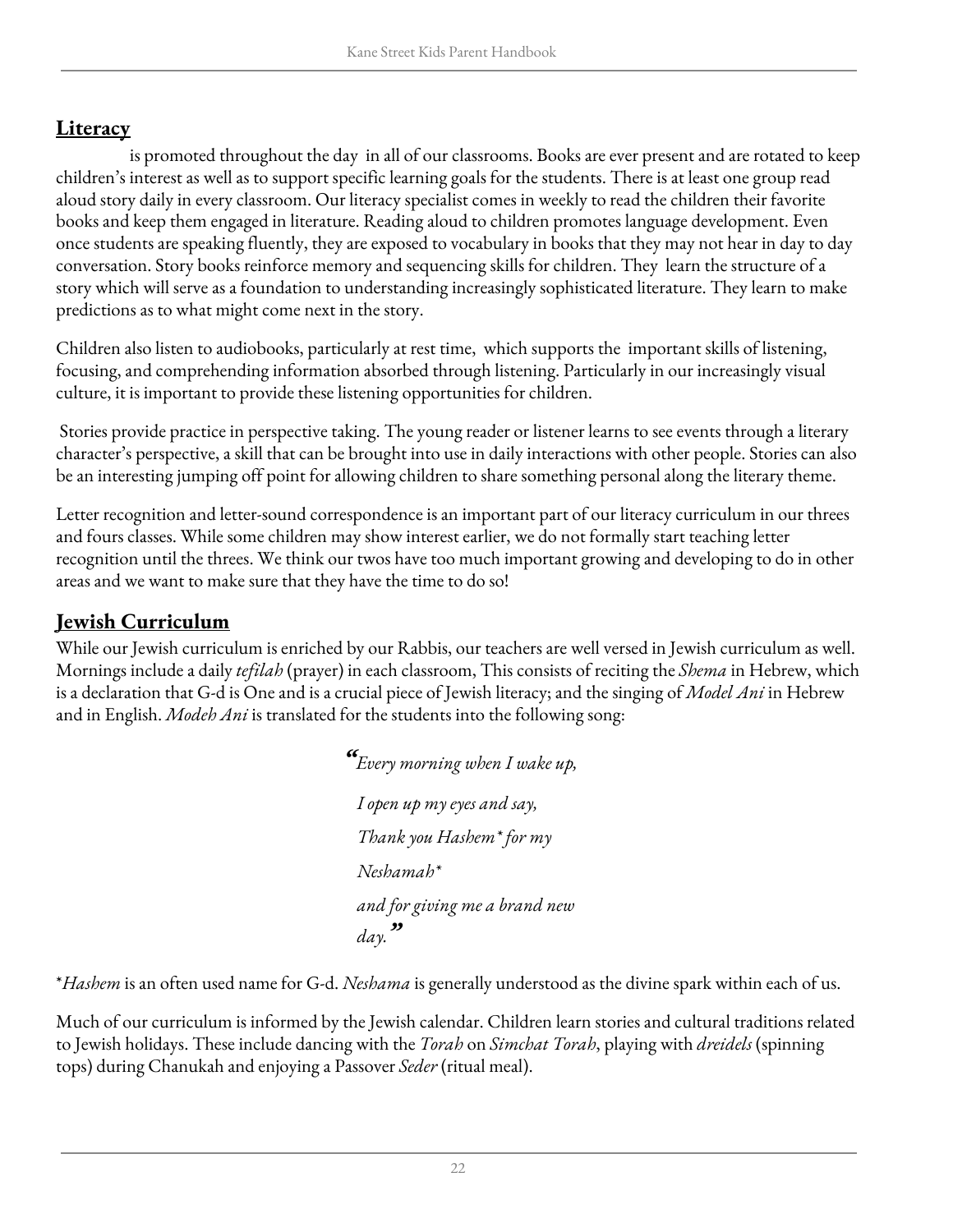## **Literacy**

is promoted throughout the day in all of our classrooms. Books are ever present and are rotated to keep children's interest as well as to support specific learning goals for the students. There is at least one group read aloud story daily in every classroom. Our literacy specialist comes in weekly to read the children their favorite books and keep them engaged in literature. Reading aloud to children promotes language development. Even once students are speaking fluently, they are exposed to vocabulary in books that they may not hear in day to day conversation. Story books reinforce memory and sequencing skills for children. They learn the structure of a story which will serve as a foundation to understanding increasingly sophisticated literature. They learn to make predictions as to what might come next in the story.

Children also listen to audiobooks, particularly at rest time, which supports the important skills of listening, focusing, and comprehending information absorbed through listening. Particularly in our increasingly visual culture, it is important to provide these listening opportunities for children.

Stories provide practice in perspective taking. The young reader or listener learns to see events through a literary character's perspective, a skill that can be brought into use in daily interactions with other people. Stories can also be an interesting jumping off point for allowing children to share something personal along the literary theme.

Letter recognition and letter-sound correspondence is an important part of our literacy curriculum in our threes and fours classes. While some children may show interest earlier, we do not formally start teaching letter recognition until the threes. We think our twos have too much important growing and developing to do in other areas and we want to make sure that they have the time to do so!

## **Jewish Curriculum**

While our Jewish curriculum is enriched by our Rabbis, our teachers are well versed in Jewish curriculum as well. Mornings include a daily *tefilah* (prayer) in each classroom, This consists of reciting the *Shema* in Hebrew, which is a declaration that G-d is One and is a crucial piece of Jewish literacy; and the singing of *Model Ani* in Hebrew and in English. *Modeh Ani* is translated for the students into the following song:

> *"Every morning when I wake up,*
>
> *I open up my eyes and say,*
>
> *Thank you Hashem\* for my*
>
> *Neshamah\**
>
> *and for giving me a brand new*
>
> *day."*

\**Hashem* is an often used name for G-d. *Neshama* is generally understood as the divine spark within each of us.

Much of our curriculum is informed by the Jewish calendar. Children learn stories and cultural traditions related to Jewish holidays. These include dancing with the *Torah* on *Simchat Torah*, playing with *dreidels* (spinning tops) during Chanukah and enjoying a Passover *Seder* (ritual meal).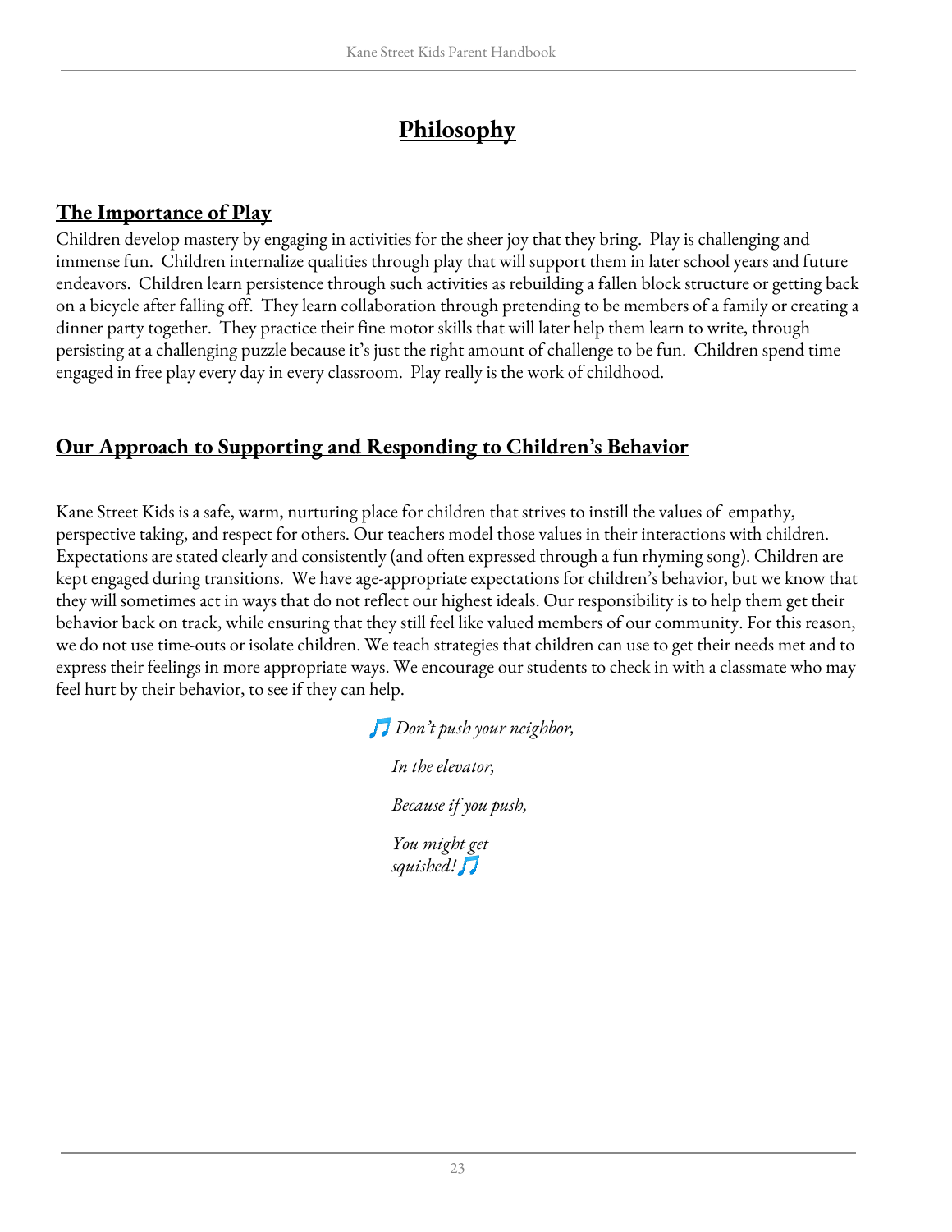# **Philosophy**

## **The Importance of Play**

Children develop mastery by engaging in activities for the sheer joy that they bring. Play is challenging and immense fun. Children internalize qualities through play that will support them in later school years and future endeavors. Children learn persistence through such activities as rebuilding a fallen block structure or getting back on a bicycle after falling off. They learn collaboration through pretending to be members of a family or creating a dinner party together. They practice their fine motor skills that will later help them learn to write, through persisting at a challenging puzzle because it's just the right amount of challenge to be fun. Children spend time engaged in free play every day in every classroom. Play really is the work of childhood.

## **Our Approach to Supporting and Responding to Children's Behavior**

Kane Street Kids is a safe, warm, nurturing place for children that strives to instill the values of empathy, perspective taking, and respect for others. Our teachers model those values in their interactions with children. Expectations are stated clearly and consistently (and often expressed through a fun rhyming song). Children are kept engaged during transitions. We have age-appropriate expectations for children's behavior, but we know that they will sometimes act in ways that do not reflect our highest ideals. Our responsibility is to help them get their behavior back on track, while ensuring that they still feel like valued members of our community. For this reason, we do not use time-outs or isolate children. We teach strategies that children can use to get their needs met and to express their feelings in more appropriate ways. We encourage our students to check in with a classmate who may feel hurt by their behavior, to see if they can help.

🎵 *Don't push your neighbor,*

*In the elevator,*

*Because if you push,*

*You might get squished!* 🎵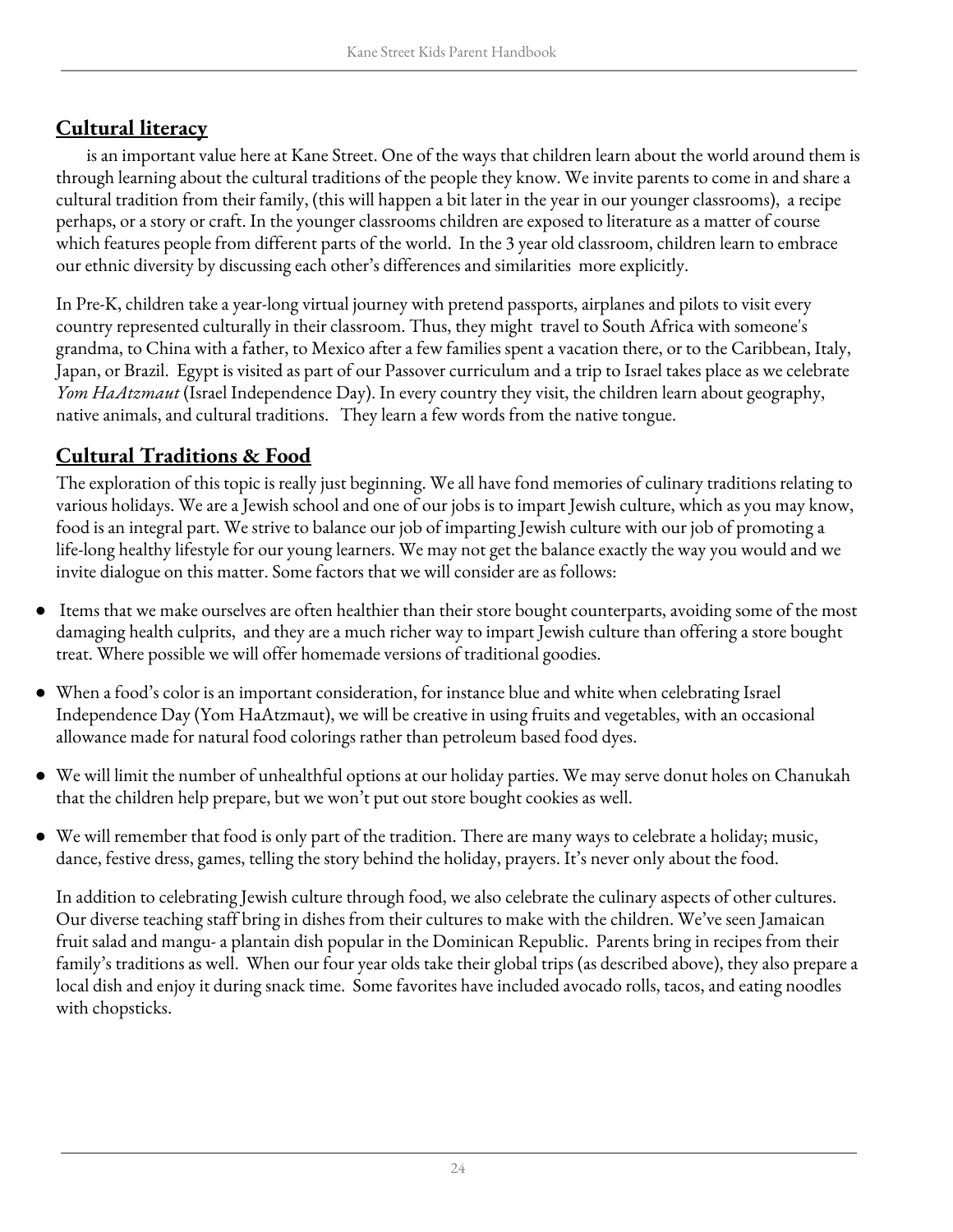## Cultural literacy

is an important value here at Kane Street. One of the ways that children learn about the world around them is through learning about the cultural traditions of the people they know. We invite parents to come in and share a cultural tradition from their family, (this will happen a bit later in the year in our younger classrooms), a recipe perhaps, or a story or craft. In the younger classrooms children are exposed to literature as a matter of course which features people from different parts of the world. In the 3 year old classroom, children learn to embrace our ethnic diversity by discussing each other's differences and similarities more explicitly.

In Pre-K, children take a year-long virtual journey with pretend passports, airplanes and pilots to visit every country represented culturally in their classroom. Thus, they might travel to South Africa with someone's grandma, to China with a father, to Mexico after a few families spent a vacation there, or to the Caribbean, Italy, Japan, or Brazil. Egypt is visited as part of our Passover curriculum and a trip to Israel takes place as we celebrate *Yom HaAtzmaut* (Israel Independence Day). In every country they visit, the children learn about geography, native animals, and cultural traditions. They learn a few words from the native tongue.

## Cultural Traditions & Food

The exploration of this topic is really just beginning. We all have fond memories of culinary traditions relating to various holidays. We are a Jewish school and one of our jobs is to impart Jewish culture, which as you may know, food is an integral part. We strive to balance our job of imparting Jewish culture with our job of promoting a life-long healthy lifestyle for our young learners. We may not get the balance exactly the way you would and we invite dialogue on this matter. Some factors that we will consider are as follows:

- Items that we make ourselves are often healthier than their store bought counterparts, avoiding some of the most damaging health culprits, and they are a much richer way to impart Jewish culture than offering a store bought treat. Where possible we will offer homemade versions of traditional goodies.
- When a food's color is an important consideration, for instance blue and white when celebrating Israel Independence Day (Yom HaAtzmaut), we will be creative in using fruits and vegetables, with an occasional allowance made for natural food colorings rather than petroleum based food dyes.
- We will limit the number of unhealthful options at our holiday parties. We may serve donut holes on Chanukah that the children help prepare, but we won't put out store bought cookies as well.
- We will remember that food is only part of the tradition. There are many ways to celebrate a holiday; music, dance, festive dress, games, telling the story behind the holiday, prayers. It's never only about the food.

In addition to celebrating Jewish culture through food, we also celebrate the culinary aspects of other cultures. Our diverse teaching staff bring in dishes from their cultures to make with the children. We've seen Jamaican fruit salad and mangu- a plantain dish popular in the Dominican Republic. Parents bring in recipes from their family's traditions as well. When our four year olds take their global trips (as described above), they also prepare a local dish and enjoy it during snack time. Some favorites have included avocado rolls, tacos, and eating noodles with chopsticks.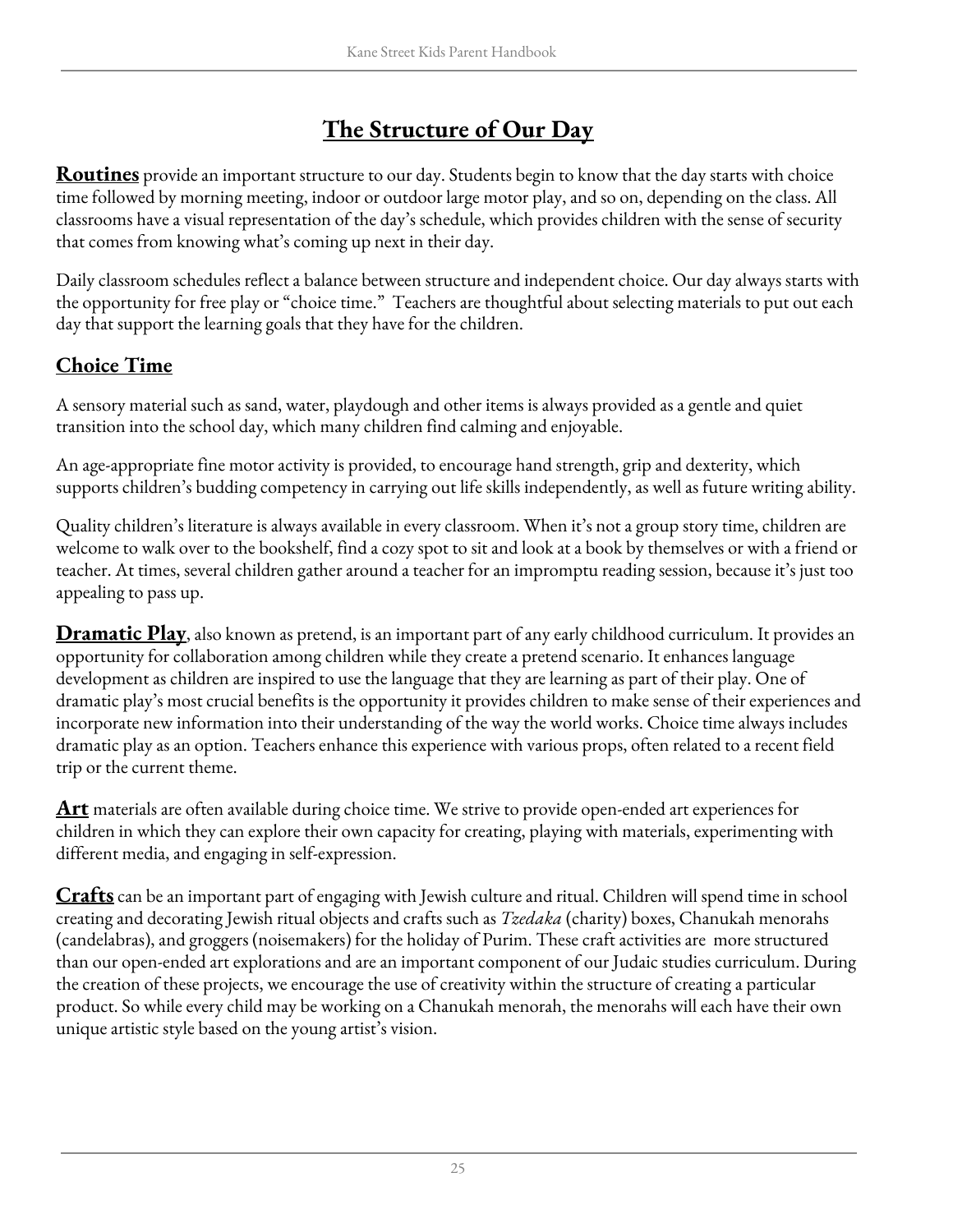# The Structure of Our Day

**Routines** provide an important structure to our day. Students begin to know that the day starts with choice time followed by morning meeting, indoor or outdoor large motor play, and so on, depending on the class. All classrooms have a visual representation of the day's schedule, which provides children with the sense of security that comes from knowing what's coming up next in their day.

Daily classroom schedules reflect a balance between structure and independent choice. Our day always starts with the opportunity for free play or "choice time." Teachers are thoughtful about selecting materials to put out each day that support the learning goals that they have for the children.

## Choice Time

A sensory material such as sand, water, playdough and other items is always provided as a gentle and quiet transition into the school day, which many children find calming and enjoyable.

An age-appropriate fine motor activity is provided, to encourage hand strength, grip and dexterity, which supports children's budding competency in carrying out life skills independently, as well as future writing ability.

Quality children's literature is always available in every classroom. When it's not a group story time, children are welcome to walk over to the bookshelf, find a cozy spot to sit and look at a book by themselves or with a friend or teacher. At times, several children gather around a teacher for an impromptu reading session, because it's just too appealing to pass up.

**Dramatic Play**, also known as pretend, is an important part of any early childhood curriculum. It provides an opportunity for collaboration among children while they create a pretend scenario. It enhances language development as children are inspired to use the language that they are learning as part of their play. One of dramatic play's most crucial benefits is the opportunity it provides children to make sense of their experiences and incorporate new information into their understanding of the way the world works. Choice time always includes dramatic play as an option. Teachers enhance this experience with various props, often related to a recent field trip or the current theme.

**Art** materials are often available during choice time. We strive to provide open-ended art experiences for children in which they can explore their own capacity for creating, playing with materials, experimenting with different media, and engaging in self-expression.

**Crafts** can be an important part of engaging with Jewish culture and ritual. Children will spend time in school creating and decorating Jewish ritual objects and crafts such as *Tzedaka* (charity) boxes, Chanukah menorahs (candelabras), and groggers (noisemakers) for the holiday of Purim. These craft activities are more structured than our open-ended art explorations and are an important component of our Judaic studies curriculum. During the creation of these projects, we encourage the use of creativity within the structure of creating a particular product. So while every child may be working on a Chanukah menorah, the menorahs will each have their own unique artistic style based on the young artist's vision.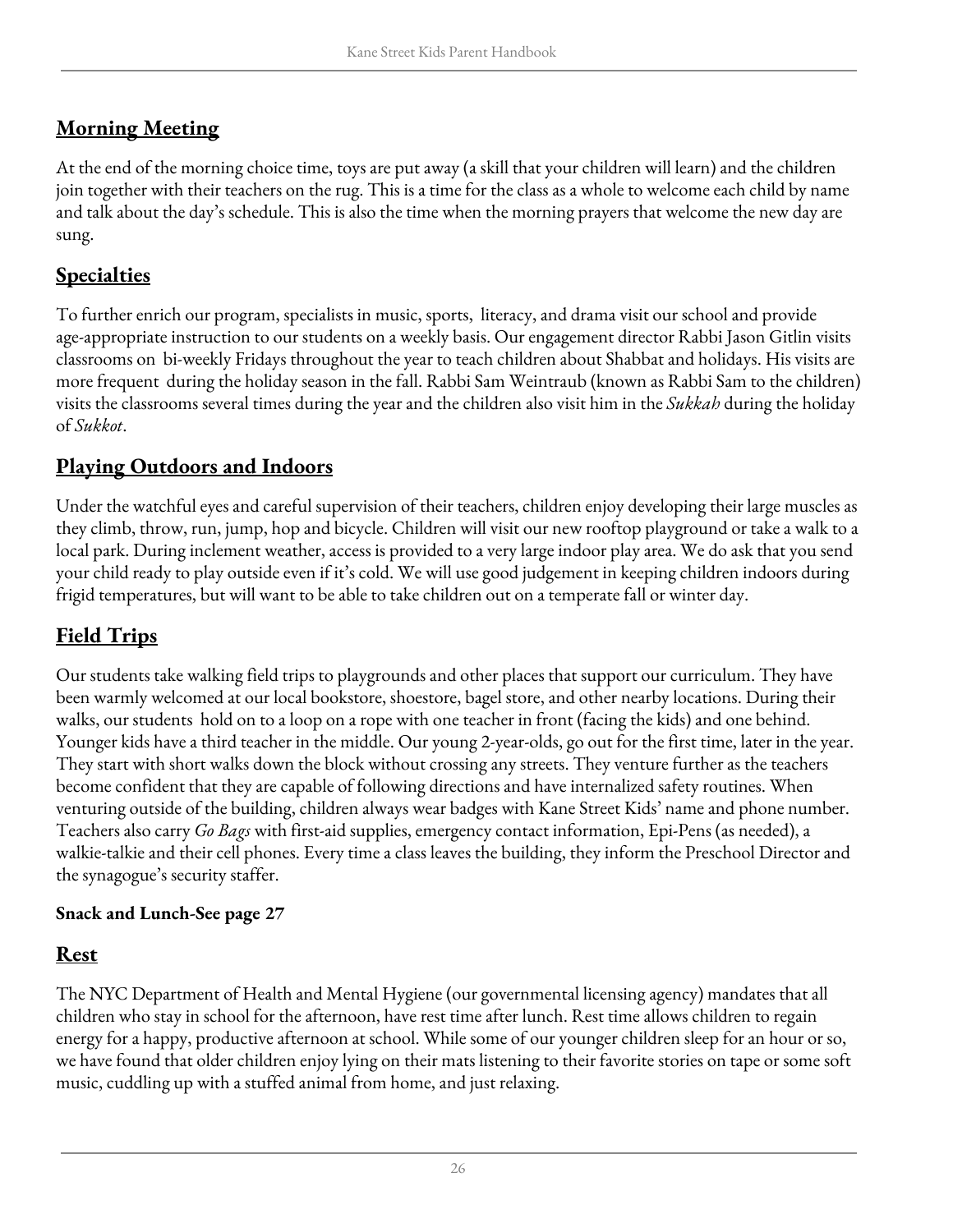## Morning Meeting

At the end of the morning choice time, toys are put away (a skill that your children will learn) and the children join together with their teachers on the rug. This is a time for the class as a whole to welcome each child by name and talk about the day's schedule. This is also the time when the morning prayers that welcome the new day are sung.

## Specialties

To further enrich our program, specialists in music, sports, literacy, and drama visit our school and provide age-appropriate instruction to our students on a weekly basis. Our engagement director Rabbi Jason Gitlin visits classrooms on bi-weekly Fridays throughout the year to teach children about Shabbat and holidays. His visits are more frequent during the holiday season in the fall. Rabbi Sam Weintraub (known as Rabbi Sam to the children) visits the classrooms several times during the year and the children also visit him in the *Sukkah* during the holiday of *Sukkot*.

## Playing Outdoors and Indoors

Under the watchful eyes and careful supervision of their teachers, children enjoy developing their large muscles as they climb, throw, run, jump, hop and bicycle. Children will visit our new rooftop playground or take a walk to a local park. During inclement weather, access is provided to a very large indoor play area. We do ask that you send your child ready to play outside even if it's cold. We will use good judgement in keeping children indoors during frigid temperatures, but will want to be able to take children out on a temperate fall or winter day.

## Field Trips

Our students take walking field trips to playgrounds and other places that support our curriculum. They have been warmly welcomed at our local bookstore, shoestore, bagel store, and other nearby locations. During their walks, our students hold on to a loop on a rope with one teacher in front (facing the kids) and one behind. Younger kids have a third teacher in the middle. Our young 2-year-olds, go out for the first time, later in the year. They start with short walks down the block without crossing any streets. They venture further as the teachers become confident that they are capable of following directions and have internalized safety routines. When venturing outside of the building, children always wear badges with Kane Street Kids' name and phone number. Teachers also carry *Go Bags* with first-aid supplies, emergency contact information, Epi-Pens (as needed), a walkie-talkie and their cell phones. Every time a class leaves the building, they inform the Preschool Director and the synagogue's security staffer.

**Snack and Lunch-See page 27**

## Rest

The NYC Department of Health and Mental Hygiene (our governmental licensing agency) mandates that all children who stay in school for the afternoon, have rest time after lunch. Rest time allows children to regain energy for a happy, productive afternoon at school. While some of our younger children sleep for an hour or so, we have found that older children enjoy lying on their mats listening to their favorite stories on tape or some soft music, cuddling up with a stuffed animal from home, and just relaxing.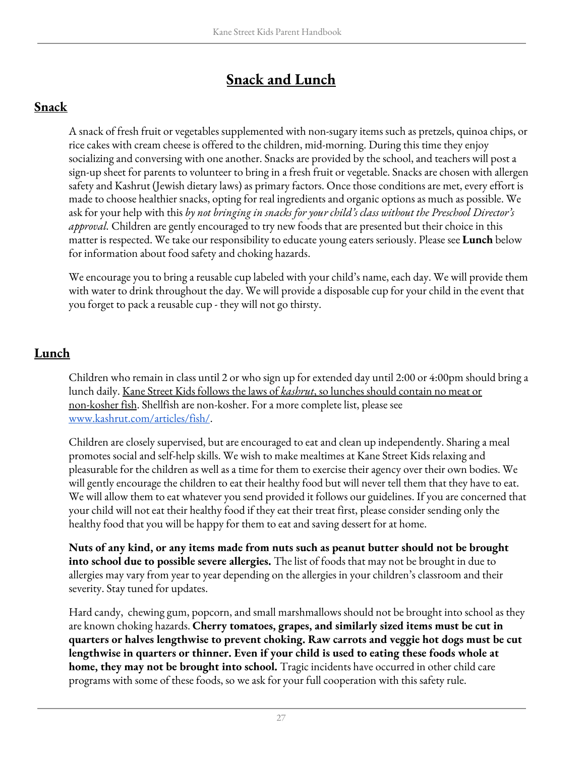# Snack and Lunch

## Snack

A snack of fresh fruit or vegetables supplemented with non-sugary items such as pretzels, quinoa chips, or rice cakes with cream cheese is offered to the children, mid-morning. During this time they enjoy socializing and conversing with one another. Snacks are provided by the school, and teachers will post a sign-up sheet for parents to volunteer to bring in a fresh fruit or vegetable. Snacks are chosen with allergen safety and Kashrut (Jewish dietary laws) as primary factors. Once those conditions are met, every effort is made to choose healthier snacks, opting for real ingredients and organic options as much as possible. We ask for your help with this *by not bringing in snacks for your child's class without the Preschool Director's approval.* Children are gently encouraged to try new foods that are presented but their choice in this matter is respected. We take our responsibility to educate young eaters seriously. Please see **Lunch** below for information about food safety and choking hazards.

We encourage you to bring a reusable cup labeled with your child's name, each day. We will provide them with water to drink throughout the day. We will provide a disposable cup for your child in the event that you forget to pack a reusable cup - they will not go thirsty.

## Lunch

Children who remain in class until 2 or who sign up for extended day until 2:00 or 4:00pm should bring a lunch daily. Kane Street Kids follows the laws of *kashrut*, so lunches should contain no meat or non-kosher fish. Shellfish are non-kosher. For a more complete list, please see [www.kashrut.com/articles/fish/](http://www.kashrut.com/articles/fish/).

Children are closely supervised, but are encouraged to eat and clean up independently. Sharing a meal promotes social and self-help skills. We wish to make mealtimes at Kane Street Kids relaxing and pleasurable for the children as well as a time for them to exercise their agency over their own bodies. We will gently encourage the children to eat their healthy food but will never tell them that they have to eat. We will allow them to eat whatever you send provided it follows our guidelines. If you are concerned that your child will not eat their healthy food if they eat their treat first, please consider sending only the healthy food that you will be happy for them to eat and saving dessert for at home.

**Nuts of any kind, or any items made from nuts such as peanut butter should not be brought into school due to possible severe allergies.** The list of foods that may not be brought in due to allergies may vary from year to year depending on the allergies in your children's classroom and their severity. Stay tuned for updates.

Hard candy, chewing gum, popcorn, and small marshmallows should not be brought into school as they are known choking hazards. **Cherry tomatoes, grapes, and similarly sized items must be cut in quarters or halves lengthwise to prevent choking. Raw carrots and veggie hot dogs must be cut lengthwise in quarters or thinner. Even if your child is used to eating these foods whole at home, they may not be brought into school.** Tragic incidents have occurred in other child care programs with some of these foods, so we ask for your full cooperation with this safety rule.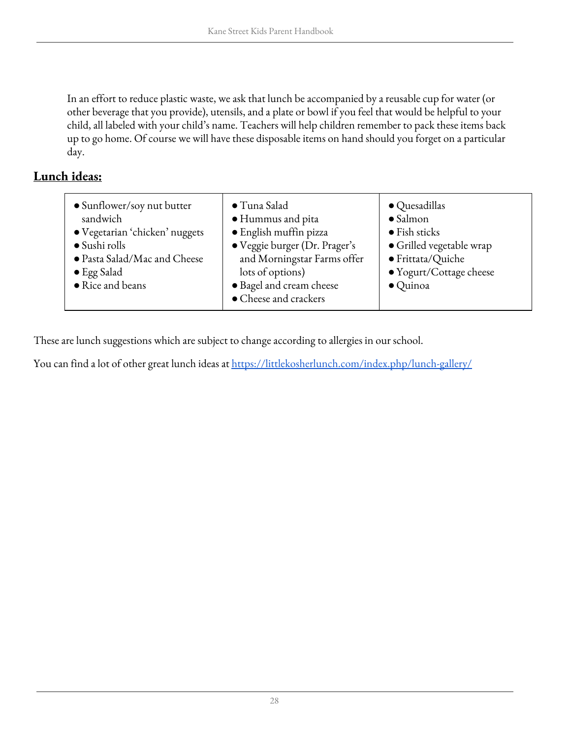In an effort to reduce plastic waste, we ask that lunch be accompanied by a reusable cup for water (or other beverage that you provide), utensils, and a plate or bowl if you feel that would be helpful to your child, all labeled with your child's name. Teachers will help children remember to pack these items back up to go home. Of course we will have these disposable items on hand should you forget on a particular day.

## **Lunch ideas:**

| | | |
|---|---|---|
| • Sunflower/soy nut butter sandwich<br>• Vegetarian 'chicken' nuggets<br>• Sushi rolls<br>• Pasta Salad/Mac and Cheese<br>• Egg Salad<br>• Rice and beans | • Tuna Salad<br>• Hummus and pita<br>• English muffin pizza<br>• Veggie burger (Dr. Prager's and Morningstar Farms offer lots of options)<br>• Bagel and cream cheese<br>• Cheese and crackers | • Quesadillas<br>• Salmon<br>• Fish sticks<br>• Grilled vegetable wrap<br>• Frittata/Quiche<br>• Yogurt/Cottage cheese<br>• Quinoa |

These are lunch suggestions which are subject to change according to allergies in our school.

You can find a lot of other great lunch ideas at [https://littlekosherlunch.com/index.php/lunch-gallery/](https://littlekosherlunch.com/index.php/lunch-gallery/)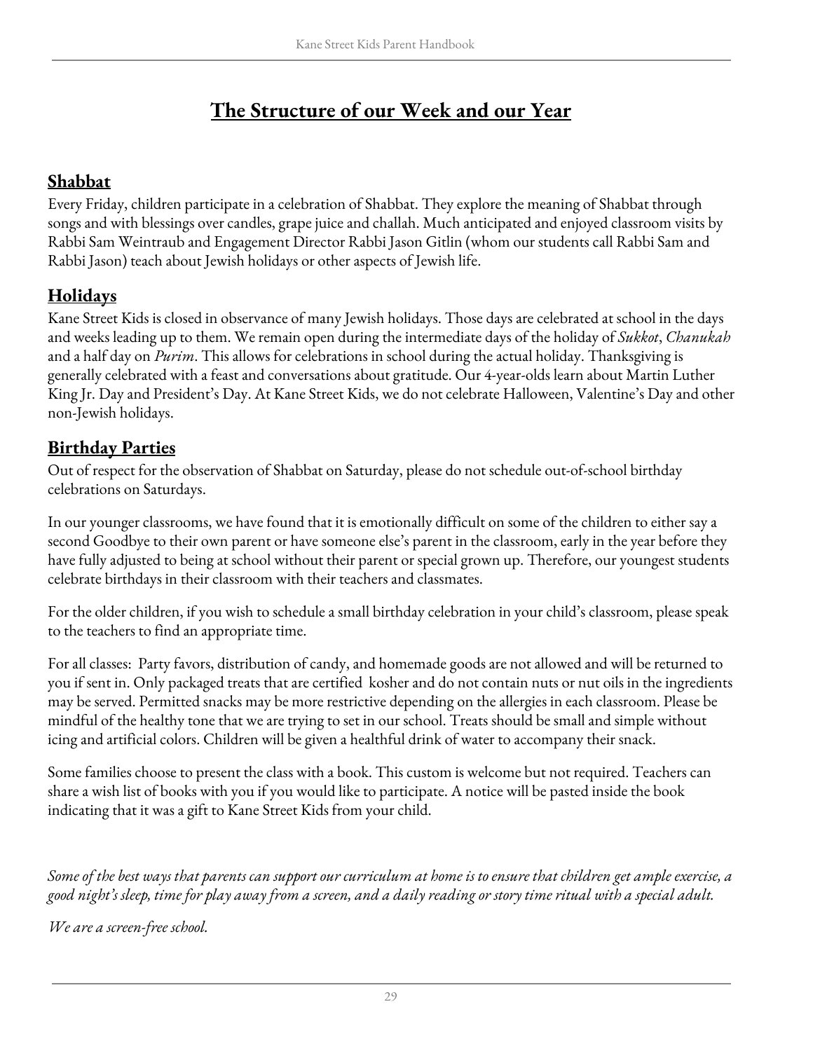# The Structure of our Week and our Year

## Shabbat

Every Friday, children participate in a celebration of Shabbat. They explore the meaning of Shabbat through songs and with blessings over candles, grape juice and challah. Much anticipated and enjoyed classroom visits by Rabbi Sam Weintraub and Engagement Director Rabbi Jason Gitlin (whom our students call Rabbi Sam and Rabbi Jason) teach about Jewish holidays or other aspects of Jewish life.

## Holidays

Kane Street Kids is closed in observance of many Jewish holidays. Those days are celebrated at school in the days and weeks leading up to them. We remain open during the intermediate days of the holiday of *Sukkot*, *Chanukah* and a half day on *Purim*. This allows for celebrations in school during the actual holiday. Thanksgiving is generally celebrated with a feast and conversations about gratitude. Our 4-year-olds learn about Martin Luther King Jr. Day and President's Day. At Kane Street Kids, we do not celebrate Halloween, Valentine's Day and other non-Jewish holidays.

## Birthday Parties

Out of respect for the observation of Shabbat on Saturday, please do not schedule out-of-school birthday celebrations on Saturdays.

In our younger classrooms, we have found that it is emotionally difficult on some of the children to either say a second Goodbye to their own parent or have someone else's parent in the classroom, early in the year before they have fully adjusted to being at school without their parent or special grown up. Therefore, our youngest students celebrate birthdays in their classroom with their teachers and classmates.

For the older children, if you wish to schedule a small birthday celebration in your child's classroom, please speak to the teachers to find an appropriate time.

For all classes: Party favors, distribution of candy, and homemade goods are not allowed and will be returned to you if sent in. Only packaged treats that are certified kosher and do not contain nuts or nut oils in the ingredients may be served. Permitted snacks may be more restrictive depending on the allergies in each classroom. Please be mindful of the healthy tone that we are trying to set in our school. Treats should be small and simple without icing and artificial colors. Children will be given a healthful drink of water to accompany their snack.

Some families choose to present the class with a book. This custom is welcome but not required. Teachers can share a wish list of books with you if you would like to participate. A notice will be pasted inside the book indicating that it was a gift to Kane Street Kids from your child.

*Some of the best ways that parents can support our curriculum at home is to ensure that children get ample exercise, a good night's sleep, time for play away from a screen, and a daily reading or story time ritual with a special adult.*

*We are a screen-free school.*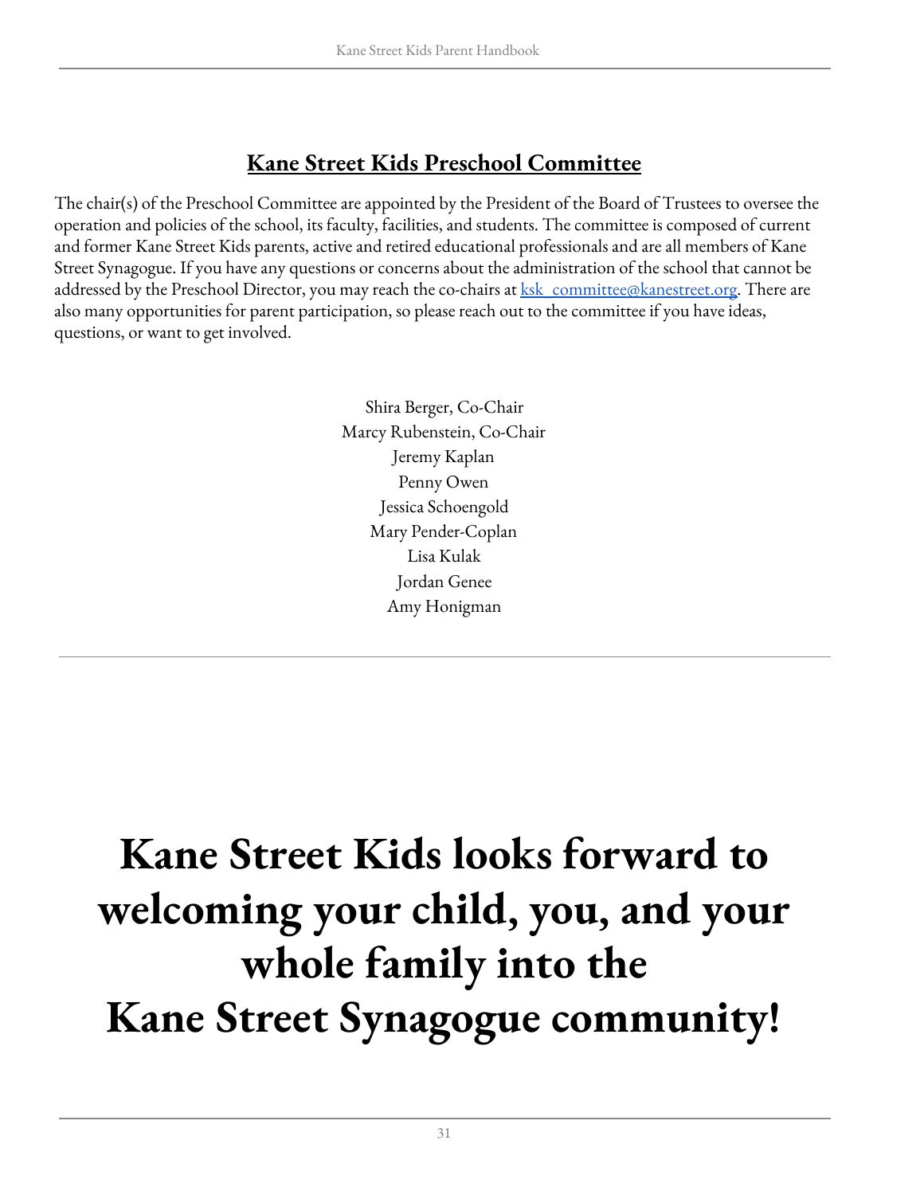## Kane Street Kids Preschool Committee

The chair(s) of the Preschool Committee are appointed by the President of the Board of Trustees to oversee the operation and policies of the school, its faculty, facilities, and students. The committee is composed of current and former Kane Street Kids parents, active and retired educational professionals and are all members of Kane Street Synagogue. If you have any questions or concerns about the administration of the school that cannot be addressed by the Preschool Director, you may reach the co-chairs at ksk_committee@kanestreet.org. There are also many opportunities for parent participation, so please reach out to the committee if you have ideas, questions, or want to get involved.

Shira Berger, Co-Chair
Marcy Rubenstein, Co-Chair
Jeremy Kaplan
Penny Owen
Jessica Schoengold
Mary Pender-Coplan
Lisa Kulak
Jordan Genee
Amy Honigman

---

# Kane Street Kids looks forward to welcoming your child, you, and your whole family into the Kane Street Synagogue community!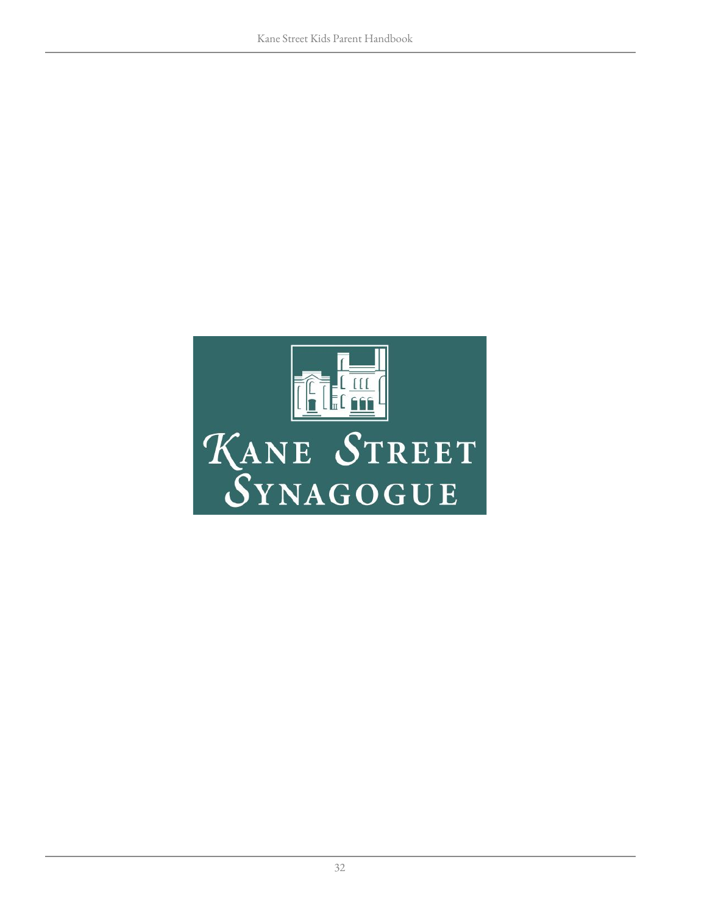Kane Street Synagogue